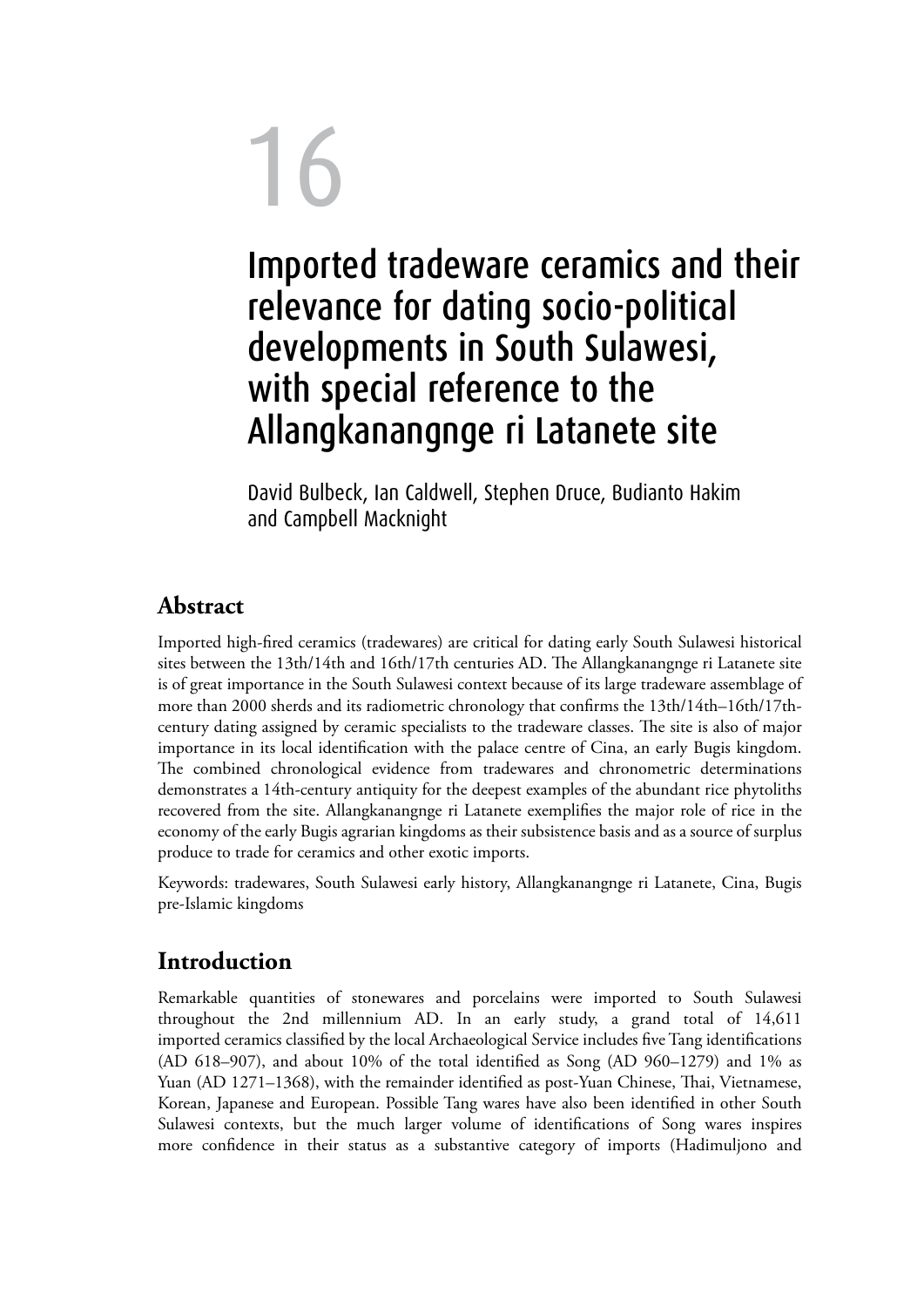# 16

# Imported tradeware ceramics and their relevance for dating socio-political developments in South Sulawesi, with special reference to the Allangkanangnge ri Latanete site

David Bulbeck, Ian Caldwell, Stephen Druce, Budianto Hakim and Campbell Macknight

## Abstract

Imported high-fired ceramics (tradewares) are critical for dating early South Sulawesi historical sites between the 13th/14th and 16th/17th centuries AD. The Allangkanangnge ri Latanete site is of great importance in the South Sulawesi context because of its large tradeware assemblage of more than 2000 sherds and its radiometric chronology that confirms the 13th/14th–16th/17th-century dating assigned by ceramic specialists to the tradeware classes. The site is also of major importance in its local identification with the palace centre of Cina, an early Bugis kingdom. The combined chronological evidence from tradewares and chronometric determinations demonstrates a 14th-century antiquity for the deepest examples of the abundant rice phytoliths recovered from the site. Allangkanangnge ri Latanete exemplifies the major role of rice in the economy of the early Bugis agrarian kingdoms as their subsistence basis and as a source of surplus produce to trade for ceramics and other exotic imports.

Keywords: tradewares, South Sulawesi early history, Allangkanangnge ri Latanete, Cina, Bugis pre-Islamic kingdoms

## Introduction

Remarkable quantities of stonewares and porcelains were imported to South Sulawesi throughout the 2nd millennium AD. In an early study, a grand total of 14,611 imported ceramics classified by the local Archaeological Service includes five Tang identifications (AD 618–907), and about 10% of the total identified as Song (AD 960–1279) and 1% as Yuan (AD 1271–1368), with the remainder identified as post-Yuan Chinese, Thai, Vietnamese, Korean, Japanese and European. Possible Tang wares have also been identified in other South Sulawesi contexts, but the much larger volume of identifications of Song wares inspires more confidence in their status as a substantive category of imports (Hadimuljono and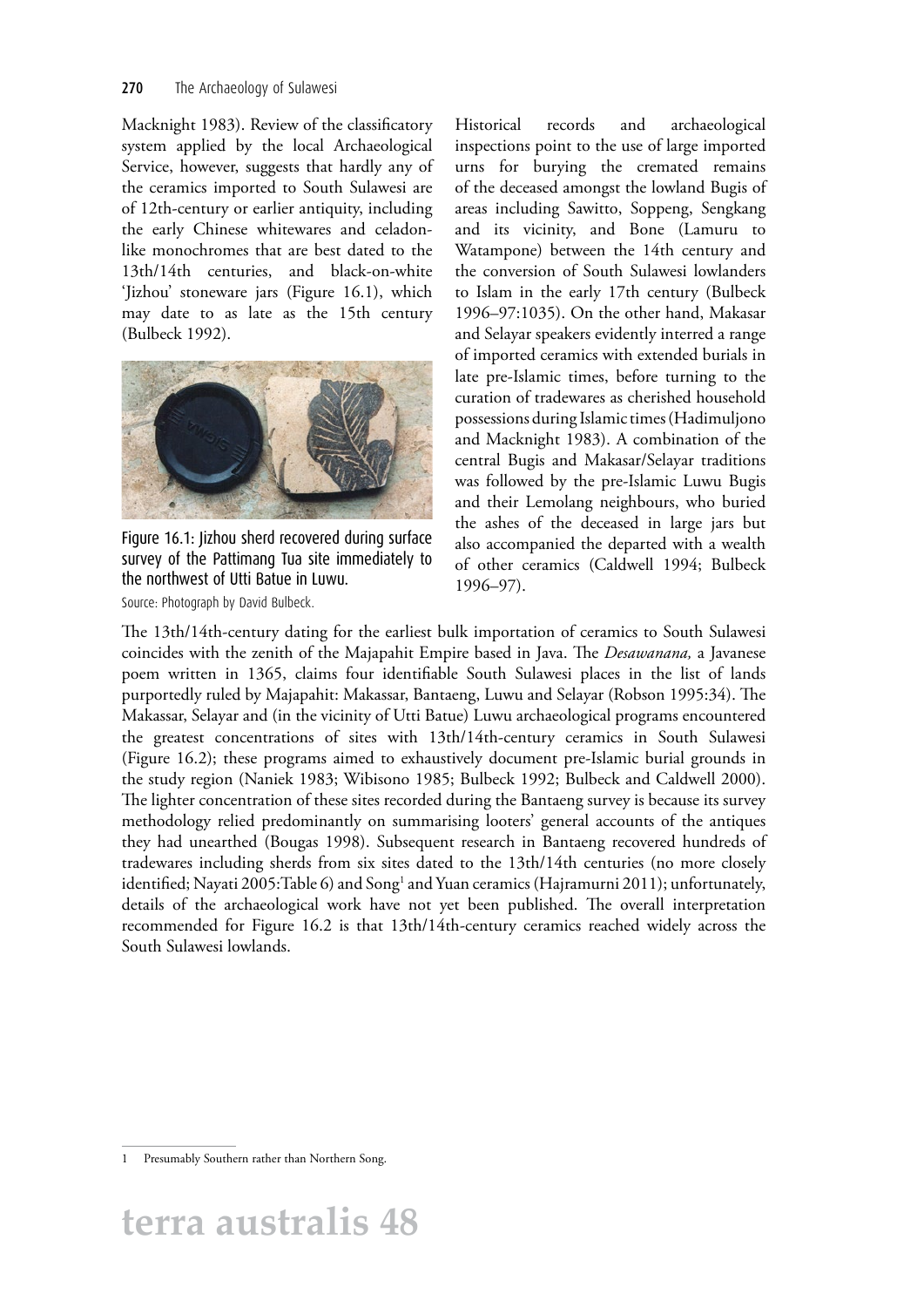Macknight 1983). Review of the classificatory system applied by the local Archaeological Service, however, suggests that hardly any of the ceramics imported to South Sulawesi are of 12th-century or earlier antiquity, including the early Chinese whitewares and celadon-like monochromes that are best dated to the 13th/14th centuries, and black-on-white 'Jizhou' stoneware jars (Figure 16.1), which may date to as late as the 15th century (Bulbeck 1992).

Figure 16.1: Jizhou sherd recovered during surface survey of the Pattimang Tua site immediately to the northwest of Utti Batue in Luwu.

Source: Photograph by David Bulbeck.

Historical records and archaeological inspections point to the use of large imported urns for burying the cremated remains of the deceased amongst the lowland Bugis of areas including Sawitto, Soppeng, Sengkang and its vicinity, and Bone (Lamuru to Watampone) between the 14th century and the conversion of South Sulawesi lowlanders to Islam in the early 17th century (Bulbeck 1996–97:1035). On the other hand, Makasar and Selayar speakers evidently interred a range of imported ceramics with extended burials in late pre-Islamic times, before turning to the curation of tradewares as cherished household possessions during Islamic times (Hadimuljono and Macknight 1983). A combination of the central Bugis and Makasar/Selayar traditions was followed by the pre-Islamic Luwu Bugis and their Lemolang neighbours, who buried the ashes of the deceased in large jars but also accompanied the departed with a wealth of other ceramics (Caldwell 1994; Bulbeck 1996–97).

The 13th/14th-century dating for the earliest bulk importation of ceramics to South Sulawesi coincides with the zenith of the Majapahit Empire based in Java. The *Desawanana,* a Javanese poem written in 1365, claims four identifiable South Sulawesi places in the list of lands purportedly ruled by Majapahit: Makassar, Bantaeng, Luwu and Selayar (Robson 1995:34). The Makassar, Selayar and (in the vicinity of Utti Batue) Luwu archaeological programs encountered the greatest concentrations of sites with 13th/14th-century ceramics in South Sulawesi (Figure 16.2); these programs aimed to exhaustively document pre-Islamic burial grounds in the study region (Naniek 1983; Wibisono 1985; Bulbeck 1992; Bulbeck and Caldwell 2000). The lighter concentration of these sites recorded during the Bantaeng survey is because its survey methodology relied predominantly on summarising looters' general accounts of the antiques they had unearthed (Bougas 1998). Subsequent research in Bantaeng recovered hundreds of tradewares including sherds from six sites dated to the 13th/14th centuries (no more closely identified; Nayati 2005:Table 6) and Song[1] and Yuan ceramics (Hajramurni 2011); unfortunately, details of the archaeological work have not yet been published. The overall interpretation recommended for Figure 16.2 is that 13th/14th-century ceramics reached widely across the South Sulawesi lowlands.

1 Presumably Southern rather than Northern Song.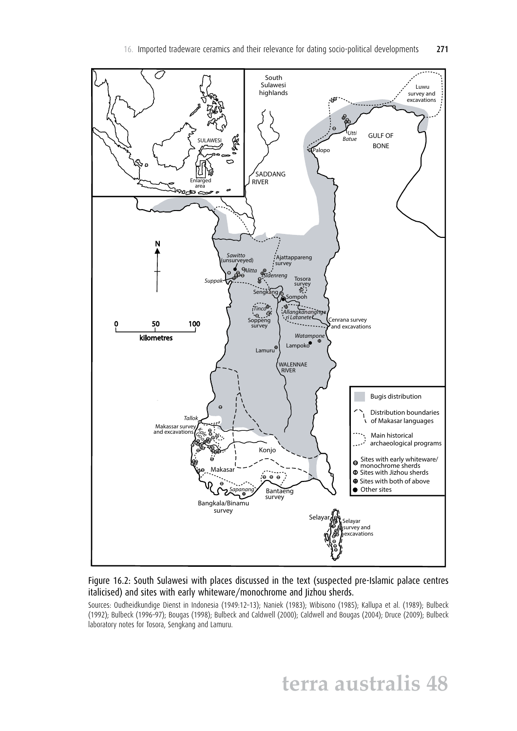Figure 16.2: South Sulawesi with places discussed in the text (suspected pre-Islamic palace centres italicised) and sites with early whiteware/monochrome and Jizhou sherds.

Sources: Oudheidkundige Dienst in Indonesia (1949:12–13); Naniek (1983); Wibisono (1985); Kallupa et al. (1989); Bulbeck (1992); Bulbeck (1996–97); Bougas (1998); Bulbeck and Caldwell (2000); Caldwell and Bougas (2004); Druce (2009); Bulbeck laboratory notes for Tosora, Sengkang and Lamuru.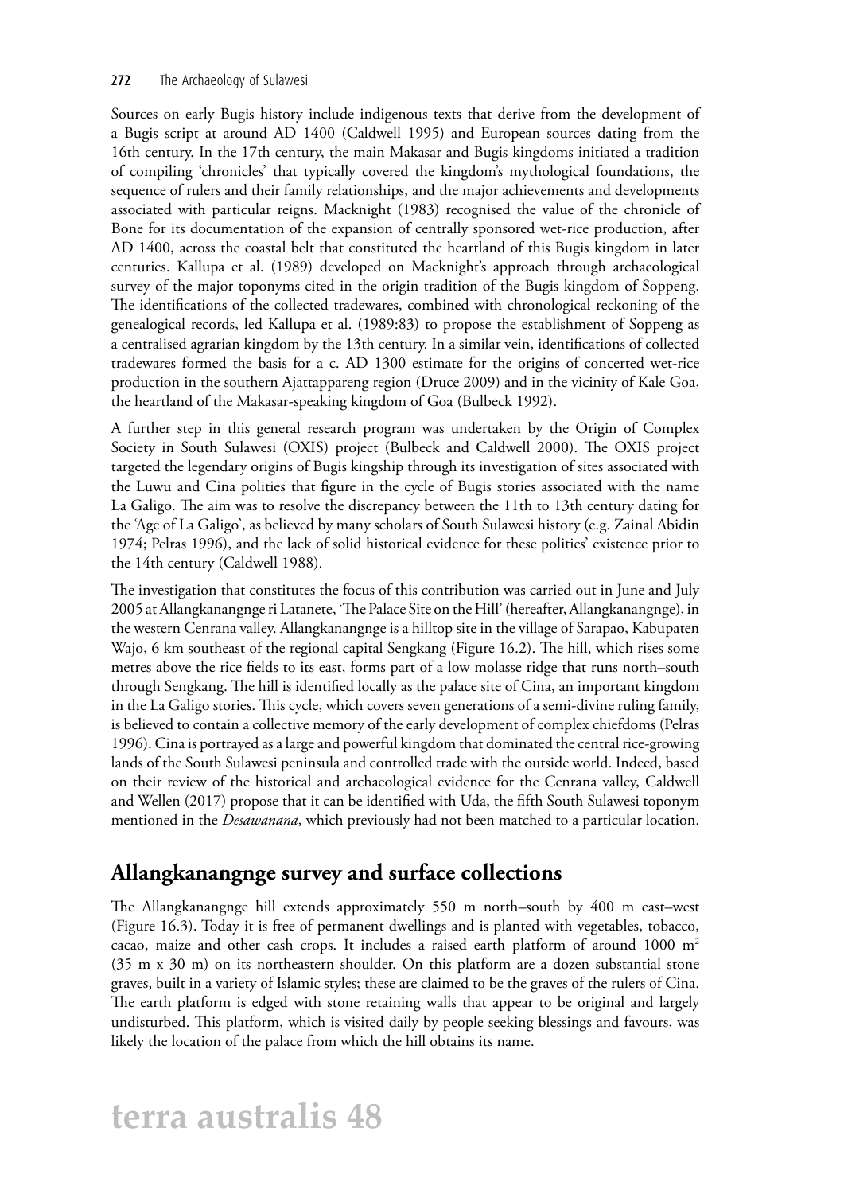Sources on early Bugis history include indigenous texts that derive from the development of a Bugis script at around AD 1400 (Caldwell 1995) and European sources dating from the 16th century. In the 17th century, the main Makasar and Bugis kingdoms initiated a tradition of compiling 'chronicles' that typically covered the kingdom's mythological foundations, the sequence of rulers and their family relationships, and the major achievements and developments associated with particular reigns. Macknight (1983) recognised the value of the chronicle of Bone for its documentation of the expansion of centrally sponsored wet-rice production, after AD 1400, across the coastal belt that constituted the heartland of this Bugis kingdom in later centuries. Kallupa et al. (1989) developed on Macknight's approach through archaeological survey of the major toponyms cited in the origin tradition of the Bugis kingdom of Soppeng. The identifications of the collected tradewares, combined with chronological reckoning of the genealogical records, led Kallupa et al. (1989:83) to propose the establishment of Soppeng as a centralised agrarian kingdom by the 13th century. In a similar vein, identifications of collected tradewares formed the basis for a c. AD 1300 estimate for the origins of concerted wet-rice production in the southern Ajattappareng region (Druce 2009) and in the vicinity of Kale Goa, the heartland of the Makasar-speaking kingdom of Goa (Bulbeck 1992).

A further step in this general research program was undertaken by the Origin of Complex Society in South Sulawesi (OXIS) project (Bulbeck and Caldwell 2000). The OXIS project targeted the legendary origins of Bugis kingship through its investigation of sites associated with the Luwu and Cina polities that figure in the cycle of Bugis stories associated with the name La Galigo. The aim was to resolve the discrepancy between the 11th to 13th century dating for the 'Age of La Galigo', as believed by many scholars of South Sulawesi history (e.g. Zainal Abidin 1974; Pelras 1996), and the lack of solid historical evidence for these polities' existence prior to the 14th century (Caldwell 1988).

The investigation that constitutes the focus of this contribution was carried out in June and July 2005 at Allangkanangnge ri Latanete, 'The Palace Site on the Hill' (hereafter, Allangkanangnge), in the western Cenrana valley. Allangkanangnge is a hilltop site in the village of Sarapao, Kabupaten Wajo, 6 km southeast of the regional capital Sengkang (Figure 16.2). The hill, which rises some metres above the rice fields to its east, forms part of a low molasse ridge that runs north–south through Sengkang. The hill is identified locally as the palace site of Cina, an important kingdom in the La Galigo stories. This cycle, which covers seven generations of a semi-divine ruling family, is believed to contain a collective memory of the early development of complex chiefdoms (Pelras 1996). Cina is portrayed as a large and powerful kingdom that dominated the central rice-growing lands of the South Sulawesi peninsula and controlled trade with the outside world. Indeed, based on their review of the historical and archaeological evidence for the Cenrana valley, Caldwell and Wellen (2017) propose that it can be identified with Uda, the fifth South Sulawesi toponym mentioned in the *Desawanana*, which previously had not been matched to a particular location.

## Allangkanangnge survey and surface collections

The Allangkanangnge hill extends approximately 550 m north–south by 400 m east–west (Figure 16.3). Today it is free of permanent dwellings and is planted with vegetables, tobacco, cacao, maize and other cash crops. It includes a raised earth platform of around 1000 $m^2$ (35 m x 30 m) on its northeastern shoulder. On this platform are a dozen substantial stone graves, built in a variety of Islamic styles; these are claimed to be the graves of the rulers of Cina. The earth platform is edged with stone retaining walls that appear to be original and largely undisturbed. This platform, which is visited daily by people seeking blessings and favours, was likely the location of the palace from which the hill obtains its name.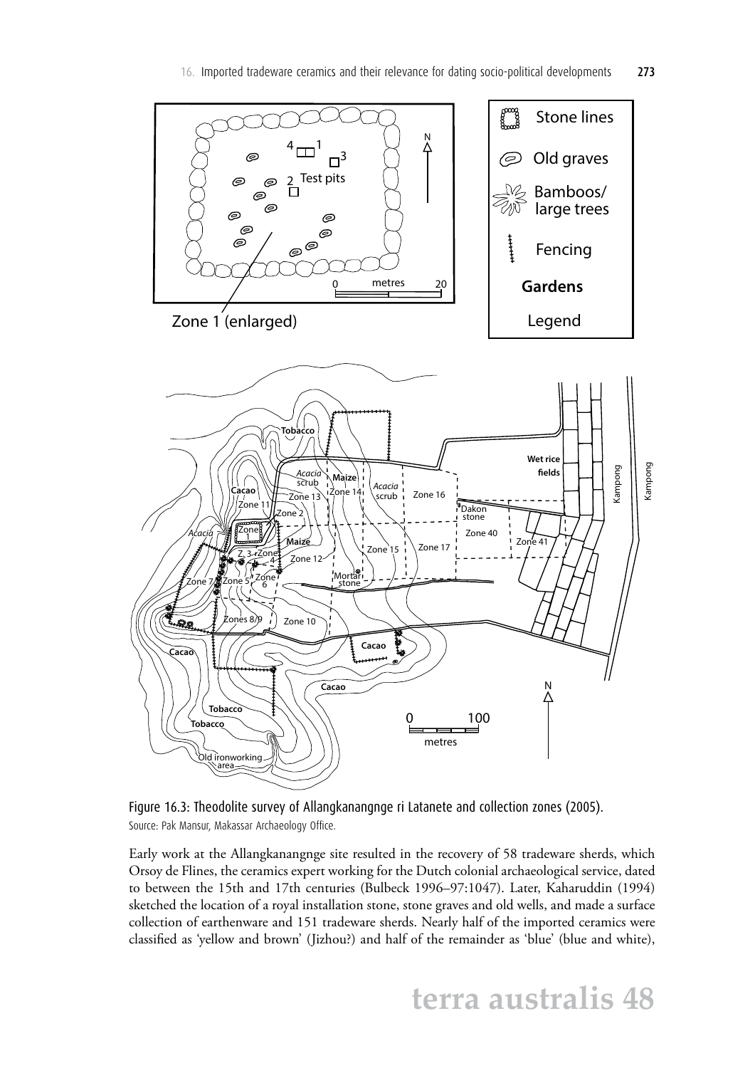Figure 16.3: Theodolite survey of Allangkanangnge ri Latanete and collection zones (2005).

Source: Pak Mansur, Makassar Archaeology Office.

Early work at the Allangkanangnge site resulted in the recovery of 58 tradeware sherds, which Orsoy de Flines, the ceramics expert working for the Dutch colonial archaeological service, dated to between the 15th and 17th centuries (Bulbeck 1996–97:1047). Later, Kaharuddin (1994) sketched the location of a royal installation stone, stone graves and old wells, and made a surface collection of earthenware and 151 tradeware sherds. Nearly half of the imported ceramics were classified as 'yellow and brown' (Jizhou?) and half of the remainder as 'blue' (blue and white),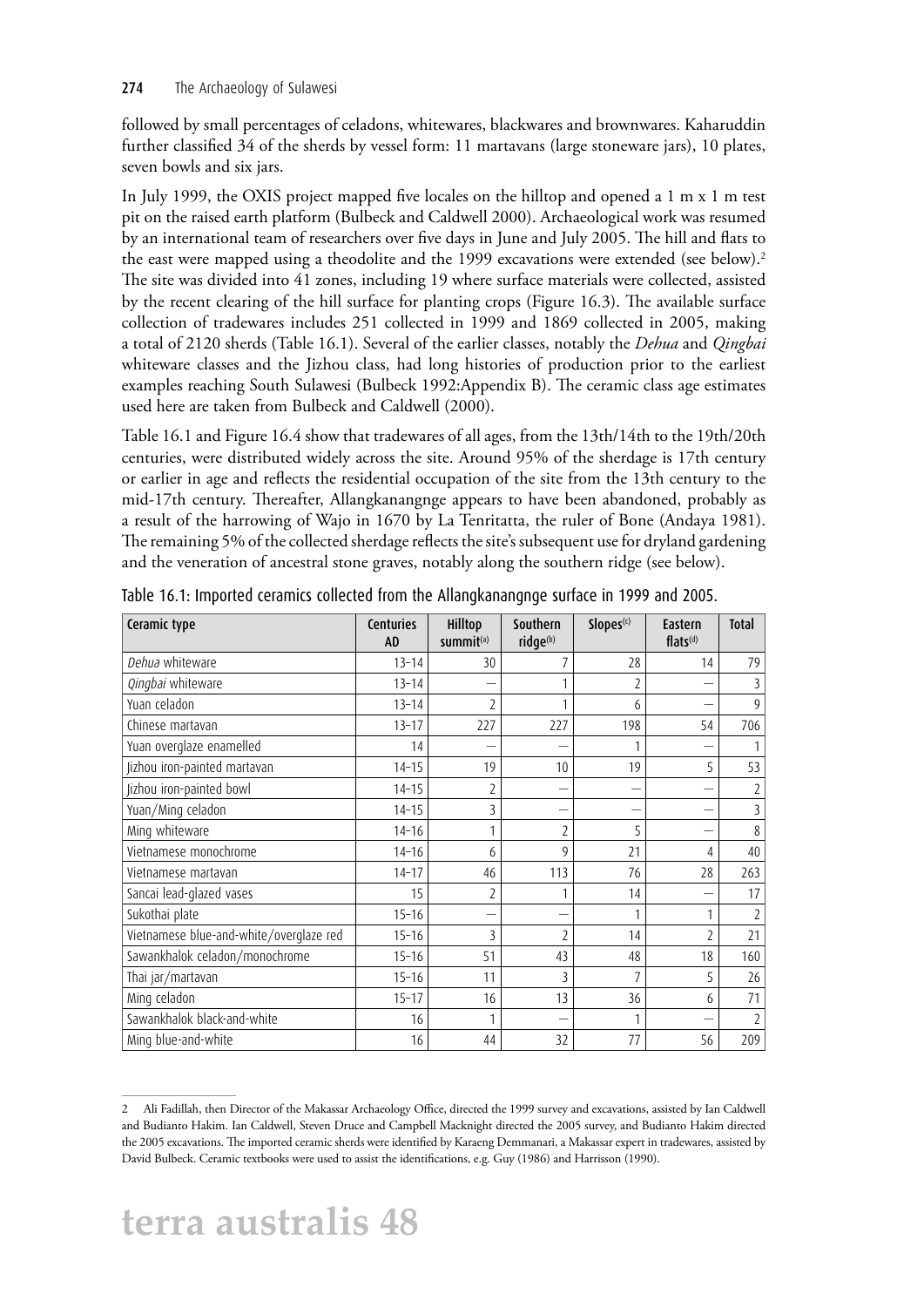followed by small percentages of celadons, whitewares, blackwares and brownwares. Kaharuddin further classified 34 of the sherds by vessel form: 11 martavans (large stoneware jars), 10 plates, seven bowls and six jars.

In July 1999, the OXIS project mapped five locales on the hilltop and opened a 1 m x 1 m test pit on the raised earth platform (Bulbeck and Caldwell 2000). Archaeological work was resumed by an international team of researchers over five days in June and July 2005. The hill and flats to the east were mapped using a theodolite and the 1999 excavations were extended (see below).[2] The site was divided into 41 zones, including 19 where surface materials were collected, assisted by the recent clearing of the hill surface for planting crops (Figure 16.3). The available surface collection of tradewares includes 251 collected in 1999 and 1869 collected in 2005, making a total of 2120 sherds (Table 16.1). Several of the earlier classes, notably the *Dehua* and *Qingbai* whiteware classes and the Jizhou class, had long histories of production prior to the earliest examples reaching South Sulawesi (Bulbeck 1992:Appendix B). The ceramic class age estimates used here are taken from Bulbeck and Caldwell (2000).

Table 16.1 and Figure 16.4 show that tradewares of all ages, from the 13th/14th to the 19th/20th centuries, were distributed widely across the site. Around 95% of the sherdage is 17th century or earlier in age and reflects the residential occupation of the site from the 13th century to the mid-17th century. Thereafter, Allangkanangnge appears to have been abandoned, probably as a result of the harrowing of Wajo in 1670 by La Tenritatta, the ruler of Bone (Andaya 1981). The remaining 5% of the collected sherdage reflects the site's subsequent use for dryland gardening and the veneration of ancestral stone graves, notably along the southern ridge (see below).

Table 16.1: Imported ceramics collected from the Allangkanangnge surface in 1999 and 2005.

| Ceramic type | Centuries AD | Hilltop summit[(a)] | Southern ridge[(b)] | Slopes[(c)] | Eastern flats[(d)] | Total |
|---|---|---|---|---|---|---|
| *Dehua* whiteware | 13–14 | 30 | 7 | 28 | 14 | 79 |
| *Qingbai* whiteware | 13–14 | – | 1 | 2 | – | 3 |
| Yuan celadon | 13–14 | 2 | 1 | 6 | – | 9 |
| Chinese martavan | 13–17 | 227 | 227 | 198 | 54 | 706 |
| Yuan overglaze enamelled | 14 | – | – | 1 | – | 1 |
| Jizhou iron-painted martavan | 14–15 | 19 | 10 | 19 | 5 | 53 |
| Jizhou iron-painted bowl | 14–15 | 2 | – | – | – | 2 |
| Yuan/Ming celadon | 14–15 | 3 | – | – | – | 3 |
| Ming whiteware | 14–16 | 1 | 2 | 5 | – | 8 |
| Vietnamese monochrome | 14–16 | 6 | 9 | 21 | 4 | 40 |
| Vietnamese martavan | 14–17 | 46 | 113 | 76 | 28 | 263 |
| Sancai lead-glazed vases | 15 | 2 | 1 | 14 | – | 17 |
| Sukothai plate | 15–16 | – | – | 1 | 1 | 2 |
| Vietnamese blue-and-white/overglaze red | 15–16 | 3 | 2 | 14 | 2 | 21 |
| Sawankhalok celadon/monochrome | 15–16 | 51 | 43 | 48 | 18 | 160 |
| Thai jar/martavan | 15–16 | 11 | 3 | 7 | 5 | 26 |
| Ming celadon | 15–17 | 16 | 13 | 36 | 6 | 71 |
| Sawankhalok black-and-white | 16 | 1 | – | 1 | – | 2 |
| Ming blue-and-white | 16 | 44 | 32 | 77 | 56 | 209 |

2 Ali Fadillah, then Director of the Makassar Archaeology Office, directed the 1999 survey and excavations, assisted by Ian Caldwell and Budianto Hakim. Ian Caldwell, Steven Druce and Campbell Macknight directed the 2005 survey, and Budianto Hakim directed the 2005 excavations. The imported ceramic sherds were identified by Karaeng Demmanari, a Makassar expert in tradewares, assisted by David Bulbeck. Ceramic textbooks were used to assist the identifications, e.g. Guy (1986) and Harrisson (1990).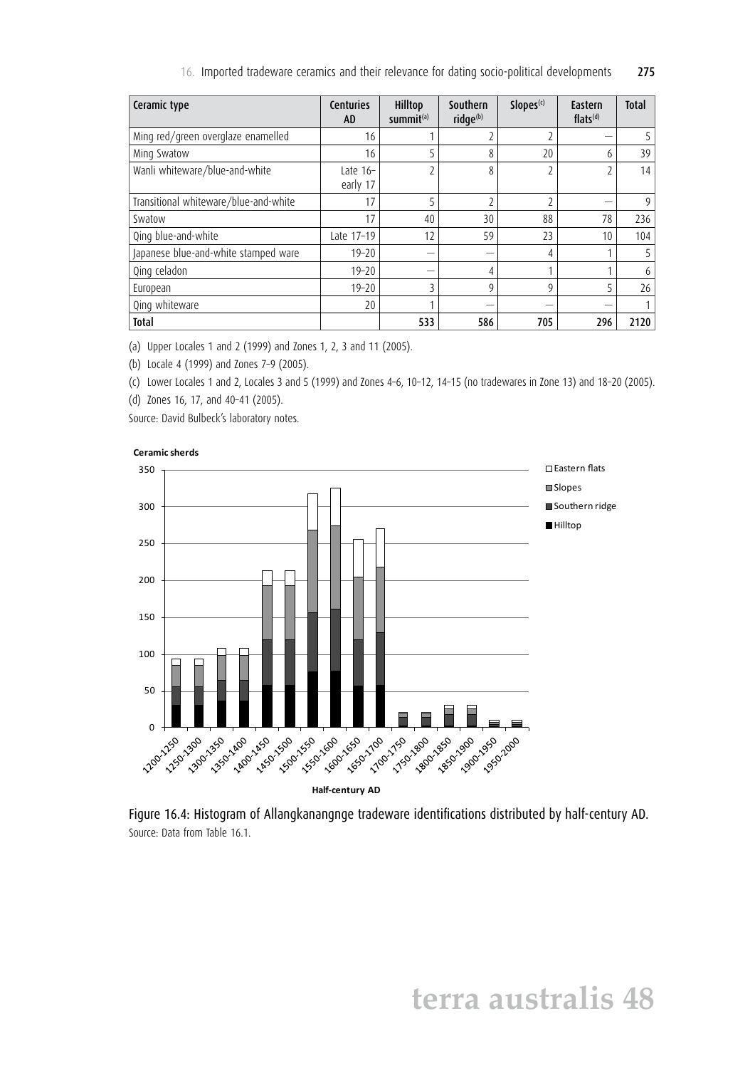| Ceramic type | Centuries AD | Hilltop summit[(a)] | Southern ridge[(b)] | Slopes[(c)] | Eastern flats[(d)] | Total |
|---|---|---|---|---|---|---|
| Ming red/green overglaze enamelled | 16 | 1 | 2 | 2 | – | 5 |
| Ming Swatow | 16 | 5 | 8 | 20 | 6 | 39 |
| Wanli whiteware/blue-and-white | Late 16–early 17 | 2 | 8 | 2 | 2 | 14 |
| Transitional whiteware/blue-and-white | 17 | 5 | 2 | 2 | – | 9 |
| Swatow | 17 | 40 | 30 | 88 | 78 | 236 |
| Qing blue-and-white | Late 17–19 | 12 | 59 | 23 | 10 | 104 |
| Japanese blue-and-white stamped ware | 19–20 | – | – | 4 | 1 | 5 |
| Qing celadon | 19–20 | – | 4 | 1 | 1 | 6 |
| European | 19–20 | 3 | 9 | 9 | 5 | 26 |
| Qing whiteware | 20 | 1 | – | – | – | 1 |
| **Total** | | **533** | **586** | **705** | **296** | **2120** |

(a) Upper Locales 1 and 2 (1999) and Zones 1, 2, 3 and 11 (2005).

(b) Locale 4 (1999) and Zones 7–9 (2005).

(c) Lower Locales 1 and 2, Locales 3 and 5 (1999) and Zones 4–6, 10–12, 14–15 (no tradewares in Zone 13) and 18–20 (2005).

(d) Zones 16, 17, and 40–41 (2005).

Source: David Bulbeck's laboratory notes.

Figure 16.4: Histogram of Allangkanangnge tradeware identifications distributed by half-century AD.

Source: Data from Table 16.1.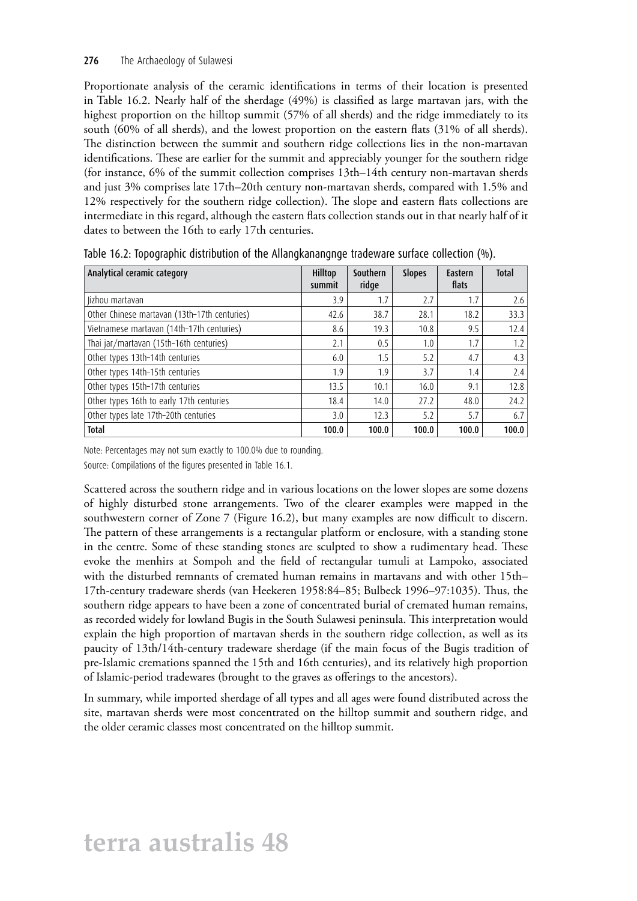Proportionate analysis of the ceramic identifications in terms of their location is presented in Table 16.2. Nearly half of the sherdage (49%) is classified as large martavan jars, with the highest proportion on the hilltop summit (57% of all sherds) and the ridge immediately to its south (60% of all sherds), and the lowest proportion on the eastern flats (31% of all sherds). The distinction between the summit and southern ridge collections lies in the non-martavan identifications. These are earlier for the summit and appreciably younger for the southern ridge (for instance, 6% of the summit collection comprises 13th–14th century non-martavan sherds and just 3% comprises late 17th–20th century non-martavan sherds, compared with 1.5% and 12% respectively for the southern ridge collection). The slope and eastern flats collections are intermediate in this regard, although the eastern flats collection stands out in that nearly half of it dates to between the 16th to early 17th centuries.

Table 16.2: Topographic distribution of the Allangkanangnge tradeware surface collection (%).

| Analytical ceramic category | Hilltop summit | Southern ridge | Slopes | Eastern flats | Total |
|---|---|---|---|---|---|
| Jizhou martavan | 3.9 | 1.7 | 2.7 | 1.7 | 2.6 |
| Other Chinese martavan (13th–17th centuries) | 42.6 | 38.7 | 28.1 | 18.2 | 33.3 |
| Vietnamese martavan (14th–17th centuries) | 8.6 | 19.3 | 10.8 | 9.5 | 12.4 |
| Thai jar/martavan (15th–16th centuries) | 2.1 | 0.5 | 1.0 | 1.7 | 1.2 |
| Other types 13th–14th centuries | 6.0 | 1.5 | 5.2 | 4.7 | 4.3 |
| Other types 14th–15th centuries | 1.9 | 1.9 | 3.7 | 1.4 | 2.4 |
| Other types 15th–17th centuries | 13.5 | 10.1 | 16.0 | 9.1 | 12.8 |
| Other types 16th to early 17th centuries | 18.4 | 14.0 | 27.2 | 48.0 | 24.2 |
| Other types late 17th–20th centuries | 3.0 | 12.3 | 5.2 | 5.7 | 6.7 |
| **Total** | **100.0** | **100.0** | **100.0** | **100.0** | **100.0** |

Note: Percentages may not sum exactly to 100.0% due to rounding.

Source: Compilations of the figures presented in Table 16.1.

Scattered across the southern ridge and in various locations on the lower slopes are some dozens of highly disturbed stone arrangements. Two of the clearer examples were mapped in the southwestern corner of Zone 7 (Figure 16.2), but many examples are now difficult to discern. The pattern of these arrangements is a rectangular platform or enclosure, with a standing stone in the centre. Some of these standing stones are sculpted to show a rudimentary head. These evoke the menhirs at Sompoh and the field of rectangular tumuli at Lampoko, associated with the disturbed remnants of cremated human remains in martavans and with other 15th–17th-century tradeware sherds (van Heekeren 1958:84–85; Bulbeck 1996–97:1035). Thus, the southern ridge appears to have been a zone of concentrated burial of cremated human remains, as recorded widely for lowland Bugis in the South Sulawesi peninsula. This interpretation would explain the high proportion of martavan sherds in the southern ridge collection, as well as its paucity of 13th/14th-century tradeware sherdage (if the main focus of the Bugis tradition of pre-Islamic cremations spanned the 15th and 16th centuries), and its relatively high proportion of Islamic-period tradewares (brought to the graves as offerings to the ancestors).

In summary, while imported sherdage of all types and all ages were found distributed across the site, martavan sherds were most concentrated on the hilltop summit and southern ridge, and the older ceramic classes most concentrated on the hilltop summit.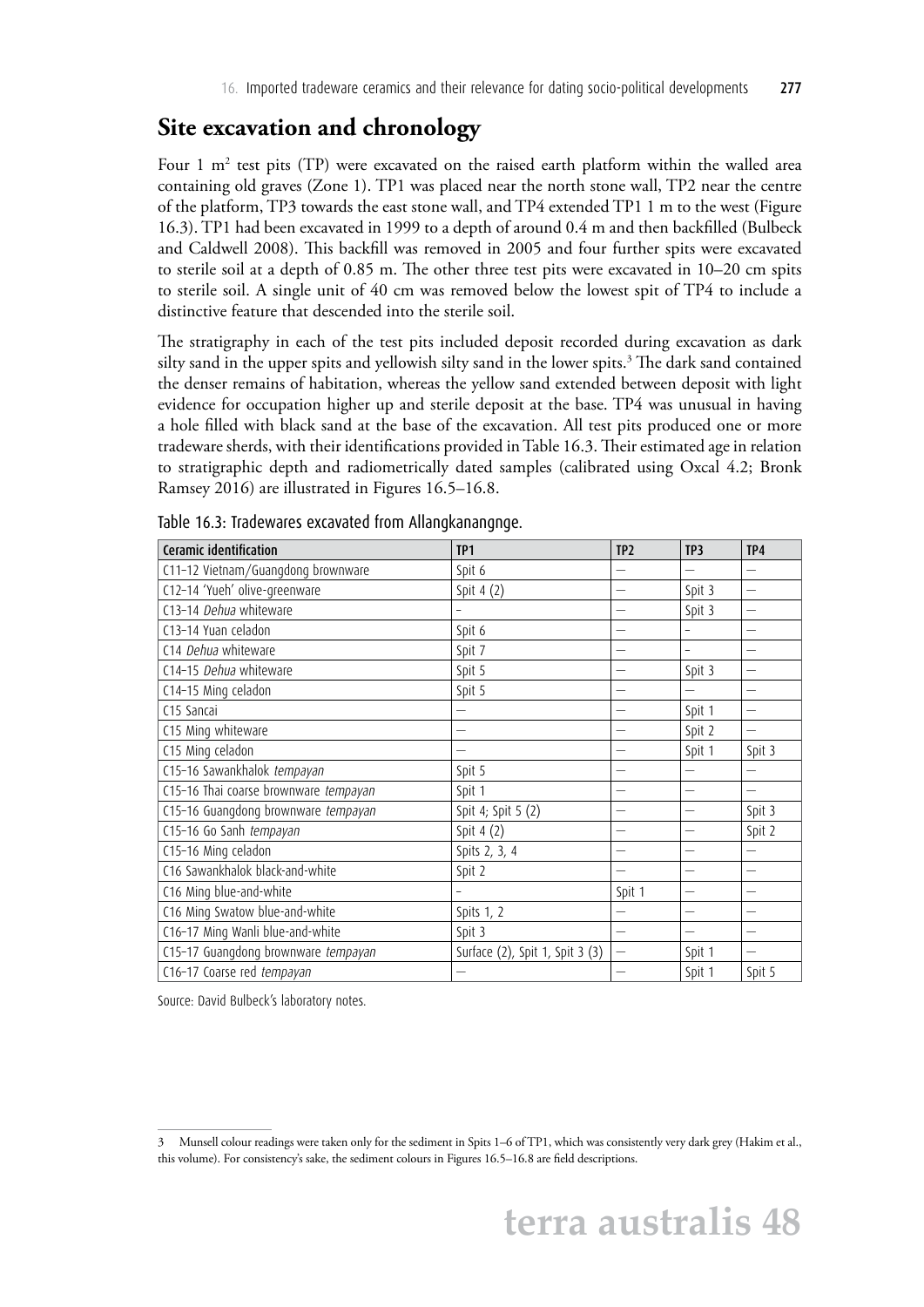## Site excavation and chronology

Four 1 $m^2$ test pits (TP) were excavated on the raised earth platform within the walled area containing old graves (Zone 1). TP1 was placed near the north stone wall, TP2 near the centre of the platform, TP3 towards the east stone wall, and TP4 extended TP1 1 m to the west (Figure 16.3). TP1 had been excavated in 1999 to a depth of around 0.4 m and then backfilled (Bulbeck and Caldwell 2008). This backfill was removed in 2005 and four further spits were excavated to sterile soil at a depth of 0.85 m. The other three test pits were excavated in 10–20 cm spits to sterile soil. A single unit of 40 cm was removed below the lowest spit of TP4 to include a distinctive feature that descended into the sterile soil.

The stratigraphy in each of the test pits included deposit recorded during excavation as dark silty sand in the upper spits and yellowish silty sand in the lower spits.[3] The dark sand contained the denser remains of habitation, whereas the yellow sand extended between deposit with light evidence for occupation higher up and sterile deposit at the base. TP4 was unusual in having a hole filled with black sand at the base of the excavation. All test pits produced one or more tradeware sherds, with their identifications provided in Table 16.3. Their estimated age in relation to stratigraphic depth and radiometrically dated samples (calibrated using Oxcal 4.2; Bronk Ramsey 2016) are illustrated in Figures 16.5–16.8.

Table 16.3: Tradewares excavated from Allangkanangnge.

| Ceramic identification | TP1 | TP2 | TP3 | TP4 |
|---|---|---|---|---|
| C11–12 Vietnam/Guangdong brownware | Spit 6 | – | – | – |
| C12–14 'Yueh' olive-greenware | Spit 4 (2) | – | Spit 3 | – |
| C13–14 *Dehua* whiteware | – | – | Spit 3 | – |
| C13–14 Yuan celadon | Spit 6 | – | – | – |
| C14 *Dehua* whiteware | Spit 7 | – | – | – |
| C14–15 *Dehua* whiteware | Spit 5 | – | Spit 3 | – |
| C14–15 Ming celadon | Spit 5 | – | – | – |
| C15 Sancai | – | – | Spit 1 | – |
| C15 Ming whiteware | – | – | Spit 2 | – |
| C15 Ming celadon | – | – | Spit 1 | Spit 3 |
| C15–16 Sawankhalok *tempayan* | Spit 5 | – | – | – |
| C15–16 Thai coarse brownware *tempayan* | Spit 1 | – | – | – |
| C15–16 Guangdong brownware *tempayan* | Spit 4; Spit 5 (2) | – | – | Spit 3 |
| C15–16 Go Sanh *tempayan* | Spit 4 (2) | – | – | Spit 2 |
| C15–16 Ming celadon | Spits 2, 3, 4 | – | – | – |
| C16 Sawankhalok black-and-white | Spit 2 | – | – | – |
| C16 Ming blue-and-white | – | Spit 1 | – | – |
| C16 Ming Swatow blue-and-white | Spits 1, 2 | – | – | – |
| C16–17 Ming Wanli blue-and-white | Spit 3 | – | – | – |
| C15–17 Guangdong brownware *tempayan* | Surface (2), Spit 1, Spit 3 (3) | – | Spit 1 | – |
| C16–17 Coarse red *tempayan* | – | – | Spit 1 | Spit 5 |

Source: David Bulbeck's laboratory notes.

3 Munsell colour readings were taken only for the sediment in Spits 1–6 of TP1, which was consistently very dark grey (Hakim et al., this volume). For consistency's sake, the sediment colours in Figures 16.5–16.8 are field descriptions.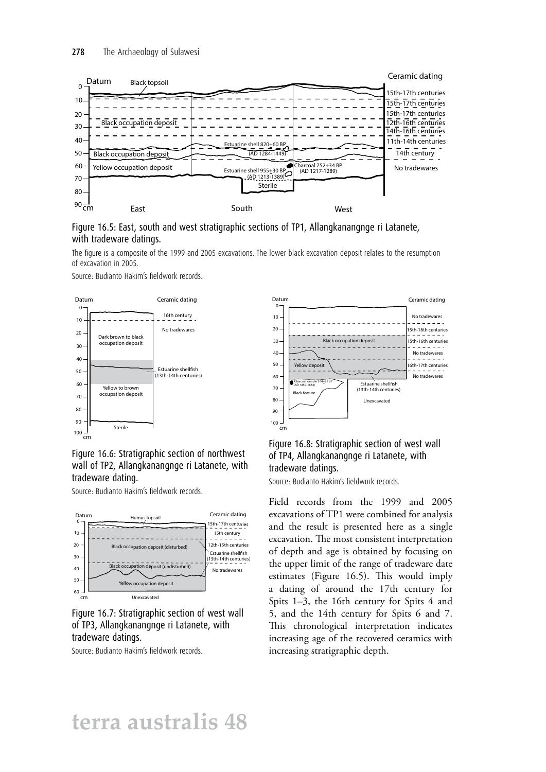Figure 16.5: East, south and west stratigraphic sections of TP1, Allangkanangnge ri Latanete, with tradeware datings.

The figure is a composite of the 1999 and 2005 excavations. The lower black excavation deposit relates to the resumption of excavation in 2005.

Source: Budianto Hakim's fieldwork records.

Figure 16.6: Stratigraphic section of northwest wall of TP2, Allangkanangnge ri Latanete, with tradeware dating.

Source: Budianto Hakim's fieldwork records.

Figure 16.7: Stratigraphic section of west wall of TP3, Allangkanangnge ri Latanete, with tradeware datings.

Source: Budianto Hakim's fieldwork records.

Figure 16.8: Stratigraphic section of west wall of TP4, Allangkanangnge ri Latanete, with tradeware datings.

Source: Budianto Hakim's fieldwork records.

Field records from the 1999 and 2005 excavations of TP1 were combined for analysis and the result is presented here as a single excavation. The most consistent interpretation of depth and age is obtained by focusing on the upper limit of the range of tradeware date estimates (Figure 16.5). This would imply a dating of around the 17th century for Spits 1–3, the 16th century for Spits 4 and 5, and the 14th century for Spits 6 and 7. This chronological interpretation indicates increasing age of the recovered ceramics with increasing stratigraphic depth.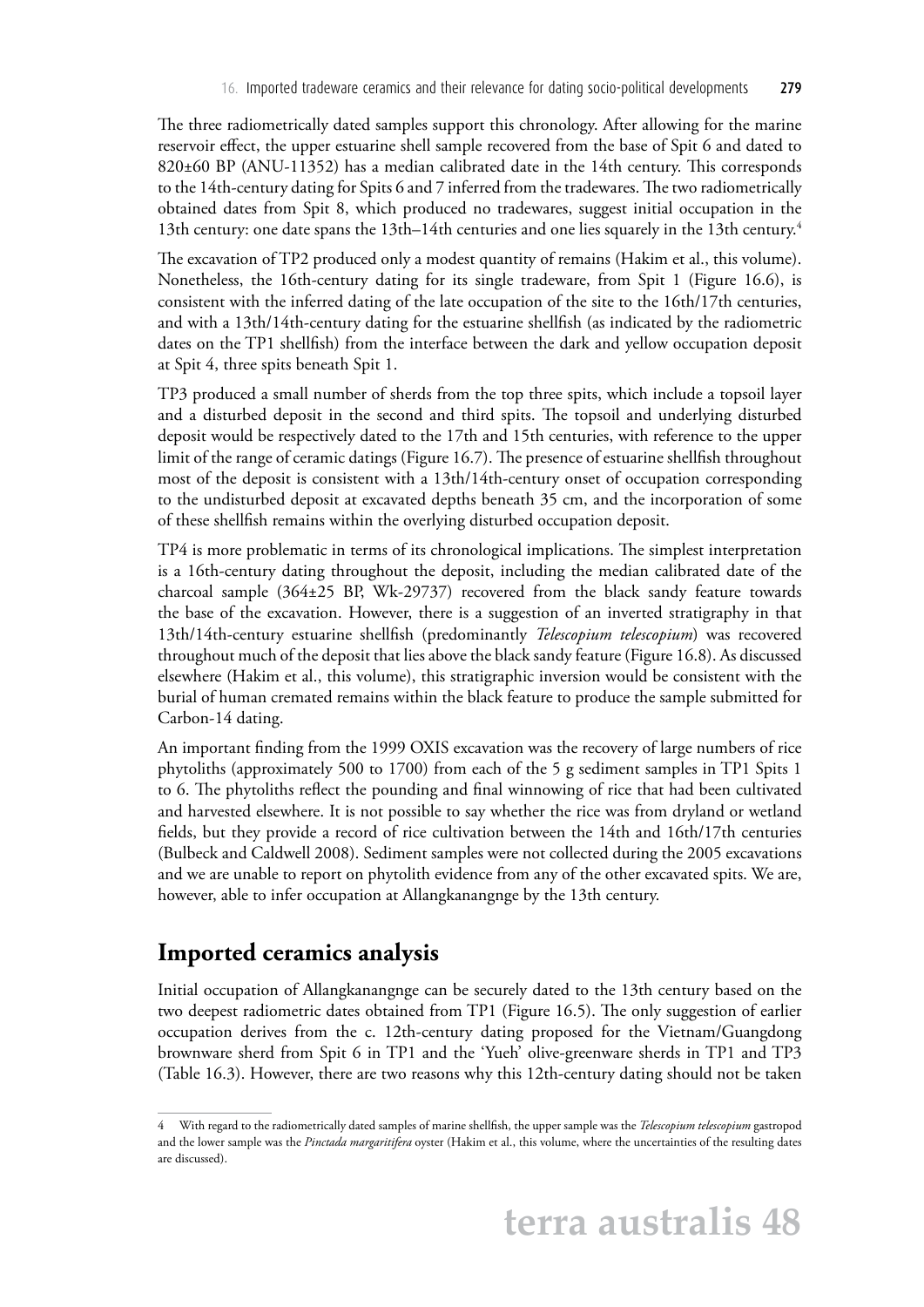The three radiometrically dated samples support this chronology. After allowing for the marine reservoir effect, the upper estuarine shell sample recovered from the base of Spit 6 and dated to 820±60 BP (ANU-11352) has a median calibrated date in the 14th century. This corresponds to the 14th-century dating for Spits 6 and 7 inferred from the tradewares. The two radiometrically obtained dates from Spit 8, which produced no tradewares, suggest initial occupation in the 13th century: one date spans the 13th–14th centuries and one lies squarely in the 13th century.[4]

The excavation of TP2 produced only a modest quantity of remains (Hakim et al., this volume). Nonetheless, the 16th-century dating for its single tradeware, from Spit 1 (Figure 16.6), is consistent with the inferred dating of the late occupation of the site to the 16th/17th centuries, and with a 13th/14th-century dating for the estuarine shellfish (as indicated by the radiometric dates on the TP1 shellfish) from the interface between the dark and yellow occupation deposit at Spit 4, three spits beneath Spit 1.

TP3 produced a small number of sherds from the top three spits, which include a topsoil layer and a disturbed deposit in the second and third spits. The topsoil and underlying disturbed deposit would be respectively dated to the 17th and 15th centuries, with reference to the upper limit of the range of ceramic datings (Figure 16.7). The presence of estuarine shellfish throughout most of the deposit is consistent with a 13th/14th-century onset of occupation corresponding to the undisturbed deposit at excavated depths beneath 35 cm, and the incorporation of some of these shellfish remains within the overlying disturbed occupation deposit.

TP4 is more problematic in terms of its chronological implications. The simplest interpretation is a 16th-century dating throughout the deposit, including the median calibrated date of the charcoal sample (364±25 BP, Wk-29737) recovered from the black sandy feature towards the base of the excavation. However, there is a suggestion of an inverted stratigraphy in that 13th/14th-century estuarine shellfish (predominantly *Telescopium telescopium*) was recovered throughout much of the deposit that lies above the black sandy feature (Figure 16.8). As discussed elsewhere (Hakim et al., this volume), this stratigraphic inversion would be consistent with the burial of human cremated remains within the black feature to produce the sample submitted for Carbon-14 dating.

An important finding from the 1999 OXIS excavation was the recovery of large numbers of rice phytoliths (approximately 500 to 1700) from each of the 5 g sediment samples in TP1 Spits 1 to 6. The phytoliths reflect the pounding and final winnowing of rice that had been cultivated and harvested elsewhere. It is not possible to say whether the rice was from dryland or wetland fields, but they provide a record of rice cultivation between the 14th and 16th/17th centuries (Bulbeck and Caldwell 2008). Sediment samples were not collected during the 2005 excavations and we are unable to report on phytolith evidence from any of the other excavated spits. We are, however, able to infer occupation at Allangkanangnge by the 13th century.

## Imported ceramics analysis

Initial occupation of Allangkanangnge can be securely dated to the 13th century based on the two deepest radiometric dates obtained from TP1 (Figure 16.5). The only suggestion of earlier occupation derives from the c. 12th-century dating proposed for the Vietnam/Guangdong brownware sherd from Spit 6 in TP1 and the 'Yueh' olive-greenware sherds in TP1 and TP3 (Table 16.3). However, there are two reasons why this 12th-century dating should not be taken

---

4 With regard to the radiometrically dated samples of marine shellfish, the upper sample was the *Telescopium telescopium* gastropod and the lower sample was the *Pinctada margaritifera* oyster (Hakim et al., this volume, where the uncertainties of the resulting dates are discussed).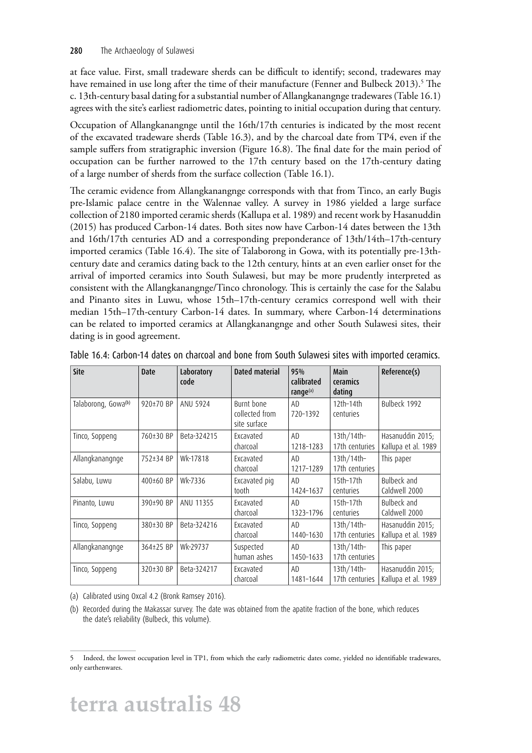at face value. First, small tradeware sherds can be difficult to identify; second, tradewares may have remained in use long after the time of their manufacture (Fenner and Bulbeck 2013).[5] The c. 13th-century basal dating for a substantial number of Allangkanangnge tradewares (Table 16.1) agrees with the site's earliest radiometric dates, pointing to initial occupation during that century.

Occupation of Allangkanangnge until the 16th/17th centuries is indicated by the most recent of the excavated tradeware sherds (Table 16.3), and by the charcoal date from TP4, even if the sample suffers from stratigraphic inversion (Figure 16.8). The final date for the main period of occupation can be further narrowed to the 17th century based on the 17th-century dating of a large number of sherds from the surface collection (Table 16.1).

The ceramic evidence from Allangkanangnge corresponds with that from Tinco, an early Bugis pre-Islamic palace centre in the Walennae valley. A survey in 1986 yielded a large surface collection of 2180 imported ceramic sherds (Kallupa et al. 1989) and recent work by Hasanuddin (2015) has produced Carbon-14 dates. Both sites now have Carbon-14 dates between the 13th and 16th/17th centuries AD and a corresponding preponderance of 13th/14th–17th-century imported ceramics (Table 16.4). The site of Talaborong in Gowa, with its potentially pre-13th-century date and ceramics dating back to the 12th century, hints at an even earlier onset for the arrival of imported ceramics into South Sulawesi, but may be more prudently interpreted as consistent with the Allangkanangnge/Tinco chronology. This is certainly the case for the Salabu and Pinanto sites in Luwu, whose 15th–17th-century ceramics correspond well with their median 15th–17th-century Carbon-14 dates. In summary, where Carbon-14 determinations can be related to imported ceramics at Allangkanangnge and other South Sulawesi sites, their dating is in good agreement.

Table 16.4: Carbon-14 dates on charcoal and bone from South Sulawesi sites with imported ceramics.

| Site | Date | Laboratory code | Dated material | 95% calibrated range[a] | Main ceramics dating | Reference(s) |
|---|---|---|---|---|---|---|
| Talaborong, Gowa[b] | 920±70 BP | ANU 5924 | Burnt bone collected from site surface | AD 720–1392 | 12th–14th centuries | Bulbeck 1992 |
| Tinco, Soppeng | 760±30 BP | Beta-324215 | Excavated charcoal | AD 1218–1283 | 13th/14th–17th centuries | Hasanuddin 2015; Kallupa et al. 1989 |
| Allangkanangnge | 752±34 BP | Wk-17818 | Excavated charcoal | AD 1217–1289 | 13th/14th–17th centuries | This paper |
| Salabu, Luwu | 400±60 BP | Wk-7336 | Excavated pig tooth | AD 1424–1637 | 15th–17th centuries | Bulbeck and Caldwell 2000 |
| Pinanto, Luwu | 390±90 BP | ANU 11355 | Excavated charcoal | AD 1323–1796 | 15th–17th centuries | Bulbeck and Caldwell 2000 |
| Tinco, Soppeng | 380±30 BP | Beta-324216 | Excavated charcoal | AD 1440–1630 | 13th/14th–17th centuries | Hasanuddin 2015; Kallupa et al. 1989 |
| Allangkanangnge | 364±25 BP | Wk-29737 | Suspected human ashes | AD 1450–1633 | 13th/14th–17th centuries | This paper |
| Tinco, Soppeng | 320±30 BP | Beta-324217 | Excavated charcoal | AD 1481–1644 | 13th/14th–17th centuries | Hasanuddin 2015; Kallupa et al. 1989 |

(a) Calibrated using Oxcal 4.2 (Bronk Ramsey 2016).

(b) Recorded during the Makassar survey. The date was obtained from the apatite fraction of the bone, which reduces the date's reliability (Bulbeck, this volume).

5 Indeed, the lowest occupation level in TP1, from which the early radiometric dates come, yielded no identifiable tradewares, only earthenwares.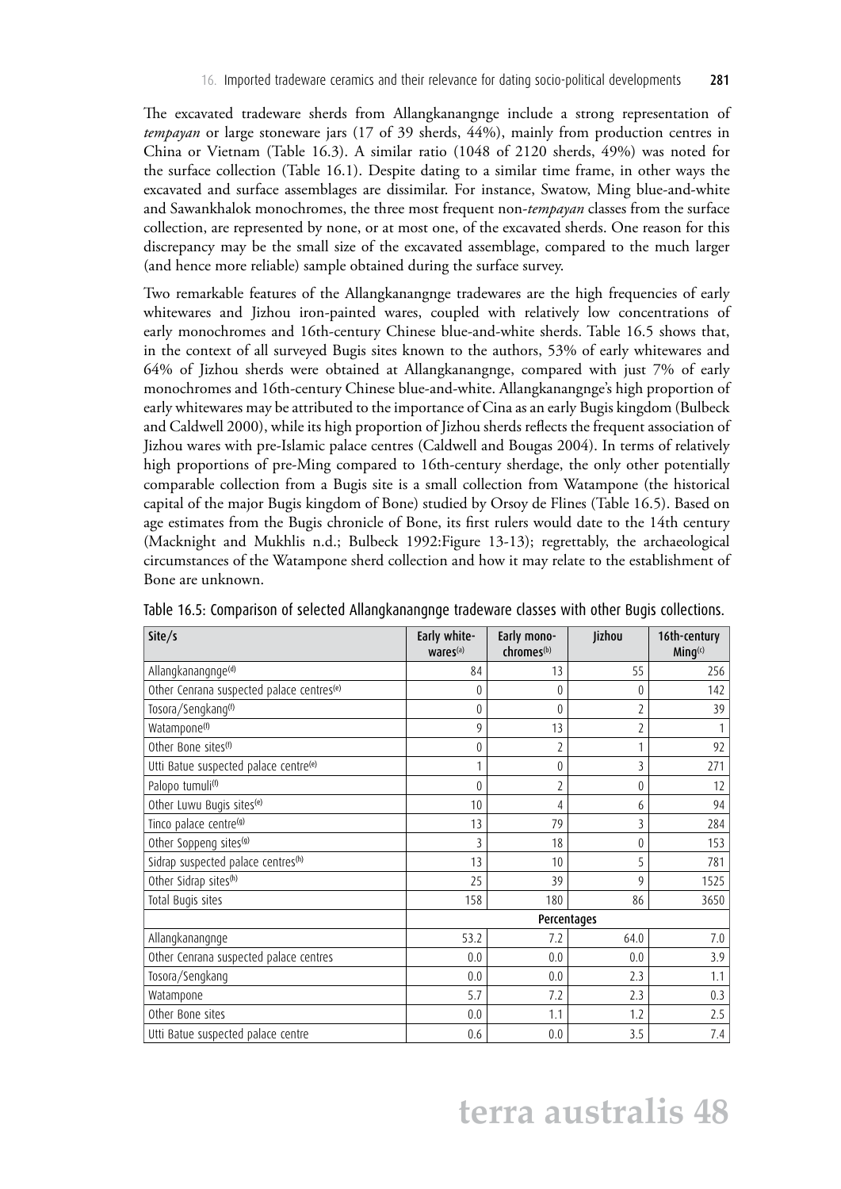The excavated tradeware sherds from Allangkanangnge include a strong representation of *tempayan* or large stoneware jars (17 of 39 sherds, 44%), mainly from production centres in China or Vietnam (Table 16.3). A similar ratio (1048 of 2120 sherds, 49%) was noted for the surface collection (Table 16.1). Despite dating to a similar time frame, in other ways the excavated and surface assemblages are dissimilar. For instance, Swatow, Ming blue-and-white and Sawankhalok monochromes, the three most frequent non-*tempayan* classes from the surface collection, are represented by none, or at most one, of the excavated sherds. One reason for this discrepancy may be the small size of the excavated assemblage, compared to the much larger (and hence more reliable) sample obtained during the surface survey.

Two remarkable features of the Allangkanangnge tradewares are the high frequencies of early whitewares and Jizhou iron-painted wares, coupled with relatively low concentrations of early monochromes and 16th-century Chinese blue-and-white sherds. Table 16.5 shows that, in the context of all surveyed Bugis sites known to the authors, 53% of early whitewares and 64% of Jizhou sherds were obtained at Allangkanangnge, compared with just 7% of early monochromes and 16th-century Chinese blue-and-white. Allangkanangnge's high proportion of early whitewares may be attributed to the importance of Cina as an early Bugis kingdom (Bulbeck and Caldwell 2000), while its high proportion of Jizhou sherds reflects the frequent association of Jizhou wares with pre-Islamic palace centres (Caldwell and Bougas 2004). In terms of relatively high proportions of pre-Ming compared to 16th-century sherdage, the only other potentially comparable collection from a Bugis site is a small collection from Watampone (the historical capital of the major Bugis kingdom of Bone) studied by Orsoy de Flines (Table 16.5). Based on age estimates from the Bugis chronicle of Bone, its first rulers would date to the 14th century (Macknight and Mukhlis n.d.; Bulbeck 1992:Figure 13-13); regrettably, the archaeological circumstances of the Watampone sherd collection and how it may relate to the establishment of Bone are unknown.

Table 16.5: Comparison of selected Allangkanangnge tradeware classes with other Bugis collections.

| Site/s | Early white-wares[a] | Early mono-chromes[b] | Jizhou | 16th-century Ming[c] |
|---|---|---|---|---|
| Allangkanangnge[d] | 84 | 13 | 55 | 256 |
| Other Cenrana suspected palace centres[e] | 0 | 0 | 0 | 142 |
| Tosora/Sengkang[f] | 0 | 0 | 2 | 39 |
| Watampone[f] | 9 | 13 | 2 | 1 |
| Other Bone sites[f] | 0 | 2 | 1 | 92 |
| Utti Batue suspected palace centre[e] | 1 | 0 | 3 | 271 |
| Palopo tumuli[f] | 0 | 2 | 0 | 12 |
| Other Luwu Bugis sites[e] | 10 | 4 | 6 | 94 |
| Tinco palace centre[g] | 13 | 79 | 3 | 284 |
| Other Soppeng sites[g] | 3 | 18 | 0 | 153 |
| Sidrap suspected palace centres[h] | 13 | 10 | 5 | 781 |
| Other Sidrap sites[h] | 25 | 39 | 9 | 1525 |
| Total Bugis sites | 158 | 180 | 86 | 3650 |
| | Percentages | | | |
| Allangkanangnge | 53.2 | 7.2 | 64.0 | 7.0 |
| Other Cenrana suspected palace centres | 0.0 | 0.0 | 0.0 | 3.9 |
| Tosora/Sengkang | 0.0 | 0.0 | 2.3 | 1.1 |
| Watampone | 5.7 | 7.2 | 2.3 | 0.3 |
| Other Bone sites | 0.0 | 1.1 | 1.2 | 2.5 |
| Utti Batue suspected palace centre | 0.6 | 0.0 | 3.5 | 7.4 |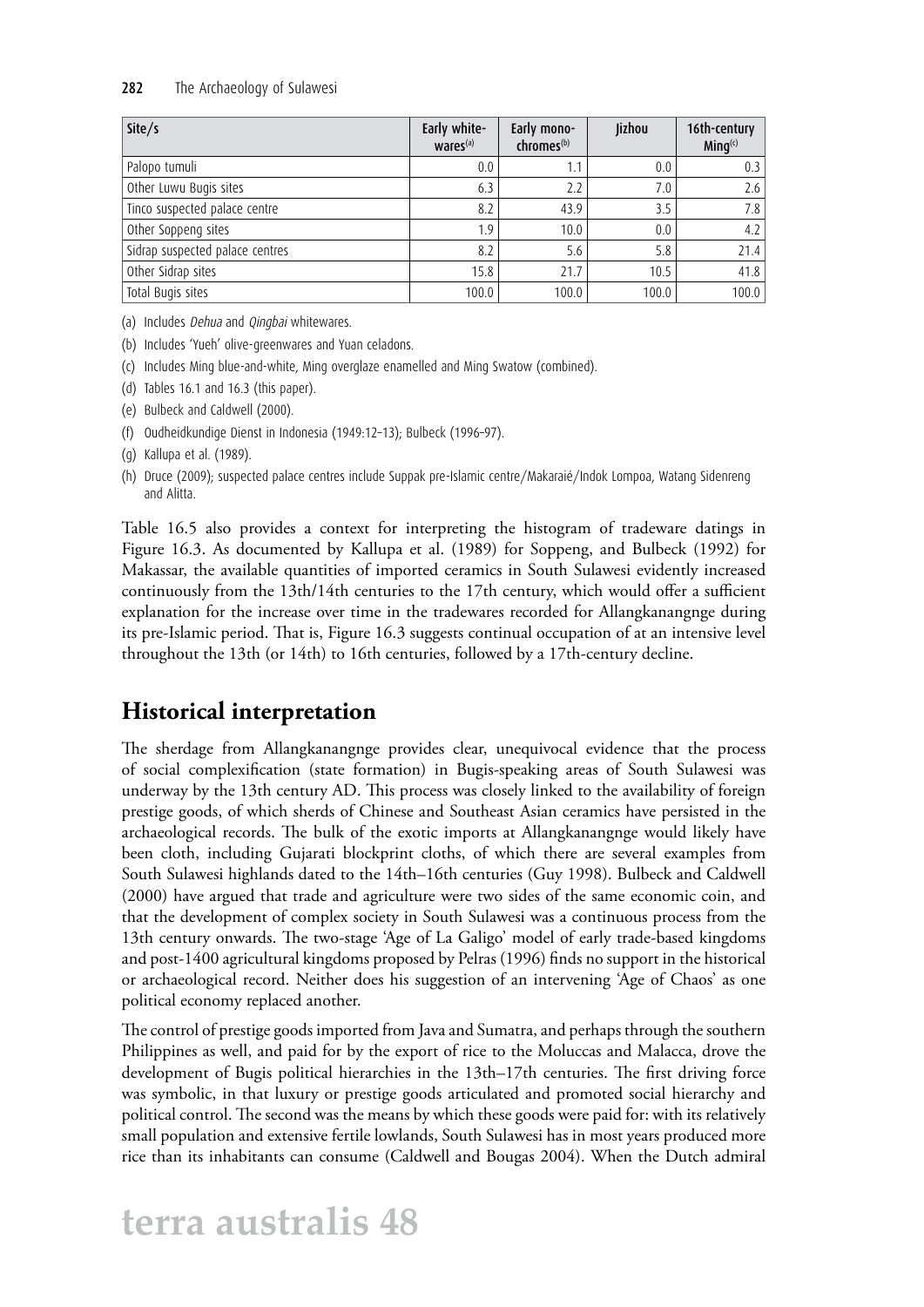| Site/s | Early white-wares[(a)] | Early mono-chromes[(b)] | Jizhou | 16th-century Ming[(c)] |
|---|---|---|---|---|
| Palopo tumuli | 0.0 | 1.1 | 0.0 | 0.3 |
| Other Luwu Bugis sites | 6.3 | 2.2 | 7.0 | 2.6 |
| Tinco suspected palace centre | 8.2 | 43.9 | 3.5 | 7.8 |
| Other Soppeng sites | 1.9 | 10.0 | 0.0 | 4.2 |
| Sidrap suspected palace centres | 8.2 | 5.6 | 5.8 | 21.4 |
| Other Sidrap sites | 15.8 | 21.7 | 10.5 | 41.8 |
| Total Bugis sites | 100.0 | 100.0 | 100.0 | 100.0 |

(a) Includes *Dehua* and *Qingbai* whitewares.

(b) Includes 'Yueh' olive-greenwares and Yuan celadons.

(c) Includes Ming blue-and-white, Ming overglaze enamelled and Ming Swatow (combined).

(d) Tables 16.1 and 16.3 (this paper).

(e) Bulbeck and Caldwell (2000).

(f) Oudheidkundige Dienst in Indonesia (1949:12–13); Bulbeck (1996–97).

(g) Kallupa et al. (1989).

(h) Druce (2009); suspected palace centres include Suppak pre-Islamic centre/Makaraié/Indok Lompoa, Watang Sidenreng and Alitta.

Table 16.5 also provides a context for interpreting the histogram of tradeware datings in Figure 16.3. As documented by Kallupa et al. (1989) for Soppeng, and Bulbeck (1992) for Makassar, the available quantities of imported ceramics in South Sulawesi evidently increased continuously from the 13th/14th centuries to the 17th century, which would offer a sufficient explanation for the increase over time in the tradewares recorded for Allangkanangnge during its pre-Islamic period. That is, Figure 16.3 suggests continual occupation of at an intensive level throughout the 13th (or 14th) to 16th centuries, followed by a 17th-century decline.

## Historical interpretation

The sherdage from Allangkanangnge provides clear, unequivocal evidence that the process of social complexification (state formation) in Bugis-speaking areas of South Sulawesi was underway by the 13th century AD. This process was closely linked to the availability of foreign prestige goods, of which sherds of Chinese and Southeast Asian ceramics have persisted in the archaeological records. The bulk of the exotic imports at Allangkanangnge would likely have been cloth, including Gujarati blockprint cloths, of which there are several examples from South Sulawesi highlands dated to the 14th–16th centuries (Guy 1998). Bulbeck and Caldwell (2000) have argued that trade and agriculture were two sides of the same economic coin, and that the development of complex society in South Sulawesi was a continuous process from the 13th century onwards. The two-stage 'Age of La Galigo' model of early trade-based kingdoms and post-1400 agricultural kingdoms proposed by Pelras (1996) finds no support in the historical or archaeological record. Neither does his suggestion of an intervening 'Age of Chaos' as one political economy replaced another.

The control of prestige goods imported from Java and Sumatra, and perhaps through the southern Philippines as well, and paid for by the export of rice to the Moluccas and Malacca, drove the development of Bugis political hierarchies in the 13th–17th centuries. The first driving force was symbolic, in that luxury or prestige goods articulated and promoted social hierarchy and political control. The second was the means by which these goods were paid for: with its relatively small population and extensive fertile lowlands, South Sulawesi has in most years produced more rice than its inhabitants can consume (Caldwell and Bougas 2004). When the Dutch admiral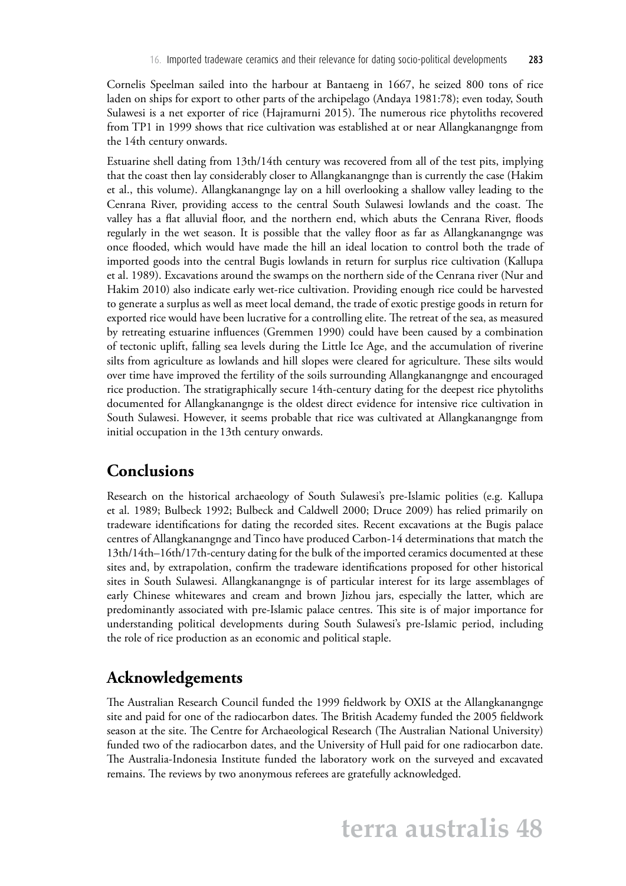Cornelis Speelman sailed into the harbour at Bantaeng in 1667, he seized 800 tons of rice laden on ships for export to other parts of the archipelago (Andaya 1981:78); even today, South Sulawesi is a net exporter of rice (Hajramurni 2015). The numerous rice phytoliths recovered from TP1 in 1999 shows that rice cultivation was established at or near Allangkanangnge from the 14th century onwards.

Estuarine shell dating from 13th/14th century was recovered from all of the test pits, implying that the coast then lay considerably closer to Allangkanangnge than is currently the case (Hakim et al., this volume). Allangkanangnge lay on a hill overlooking a shallow valley leading to the Cenrana River, providing access to the central South Sulawesi lowlands and the coast. The valley has a flat alluvial floor, and the northern end, which abuts the Cenrana River, floods regularly in the wet season. It is possible that the valley floor as far as Allangkanangnge was once flooded, which would have made the hill an ideal location to control both the trade of imported goods into the central Bugis lowlands in return for surplus rice cultivation (Kallupa et al. 1989). Excavations around the swamps on the northern side of the Cenrana river (Nur and Hakim 2010) also indicate early wet-rice cultivation. Providing enough rice could be harvested to generate a surplus as well as meet local demand, the trade of exotic prestige goods in return for exported rice would have been lucrative for a controlling elite. The retreat of the sea, as measured by retreating estuarine influences (Gremmen 1990) could have been caused by a combination of tectonic uplift, falling sea levels during the Little Ice Age, and the accumulation of riverine silts from agriculture as lowlands and hill slopes were cleared for agriculture. These silts would over time have improved the fertility of the soils surrounding Allangkanangnge and encouraged rice production. The stratigraphically secure 14th-century dating for the deepest rice phytoliths documented for Allangkanangnge is the oldest direct evidence for intensive rice cultivation in South Sulawesi. However, it seems probable that rice was cultivated at Allangkanangnge from initial occupation in the 13th century onwards.

## Conclusions

Research on the historical archaeology of South Sulawesi's pre-Islamic polities (e.g. Kallupa et al. 1989; Bulbeck 1992; Bulbeck and Caldwell 2000; Druce 2009) has relied primarily on tradeware identifications for dating the recorded sites. Recent excavations at the Bugis palace centres of Allangkanangnge and Tinco have produced Carbon-14 determinations that match the 13th/14th–16th/17th-century dating for the bulk of the imported ceramics documented at these sites and, by extrapolation, confirm the tradeware identifications proposed for other historical sites in South Sulawesi. Allangkanangnge is of particular interest for its large assemblages of early Chinese whitewares and cream and brown Jizhou jars, especially the latter, which are predominantly associated with pre-Islamic palace centres. This site is of major importance for understanding political developments during South Sulawesi's pre-Islamic period, including the role of rice production as an economic and political staple.

## Acknowledgements

The Australian Research Council funded the 1999 fieldwork by OXIS at the Allangkanangnge site and paid for one of the radiocarbon dates. The British Academy funded the 2005 fieldwork season at the site. The Centre for Archaeological Research (The Australian National University) funded two of the radiocarbon dates, and the University of Hull paid for one radiocarbon date. The Australia-Indonesia Institute funded the laboratory work on the surveyed and excavated remains. The reviews by two anonymous referees are gratefully acknowledged.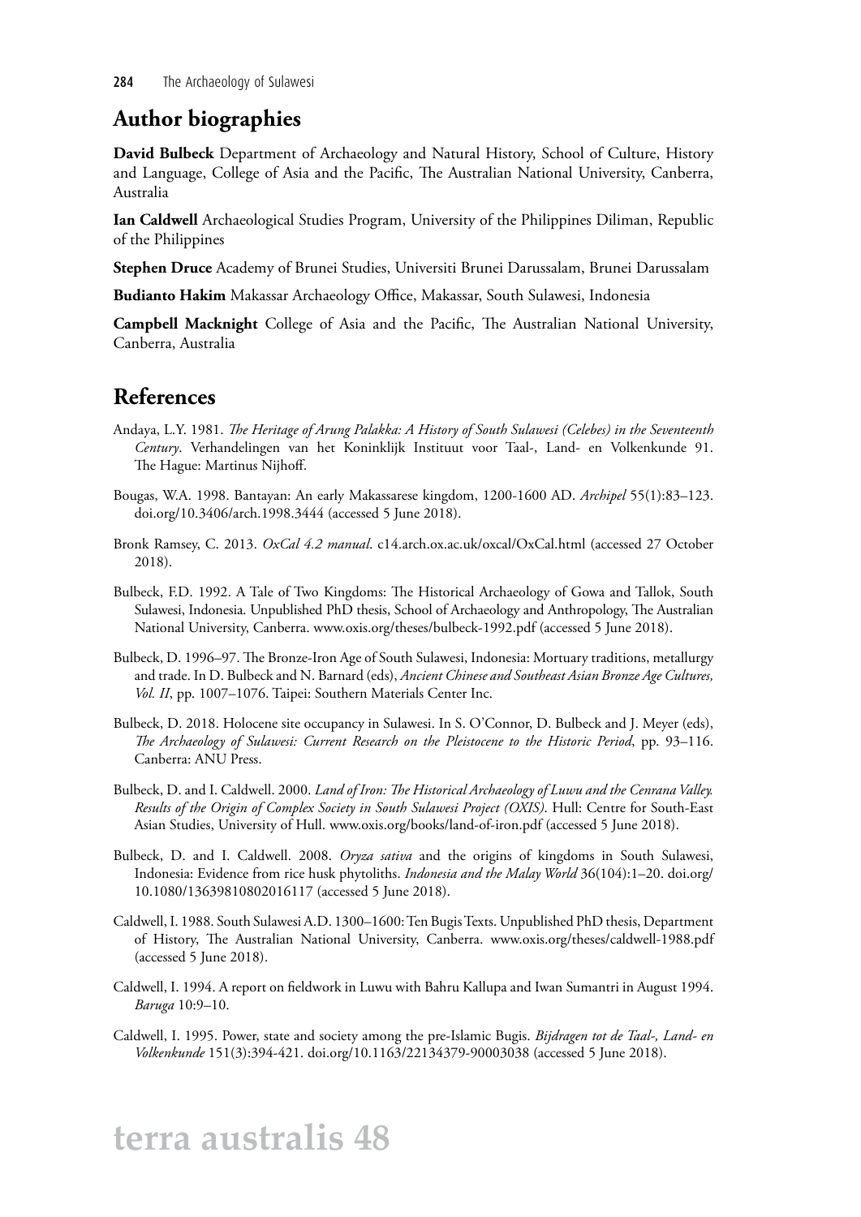## Author biographies

**David Bulbeck** Department of Archaeology and Natural History, School of Culture, History and Language, College of Asia and the Pacific, The Australian National University, Canberra, Australia

**Ian Caldwell** Archaeological Studies Program, University of the Philippines Diliman, Republic of the Philippines

**Stephen Druce** Academy of Brunei Studies, Universiti Brunei Darussalam, Brunei Darussalam

**Budianto Hakim** Makassar Archaeology Office, Makassar, South Sulawesi, Indonesia

**Campbell Macknight** College of Asia and the Pacific, The Australian National University, Canberra, Australia

## References

Andaya, L.Y. 1981. *The Heritage of Arung Palakka: A History of South Sulawesi (Celebes) in the Seventeenth Century*. Verhandelingen van het Koninklijk Instituut voor Taal-, Land- en Volkenkunde 91. The Hague: Martinus Nijhoff.

Bougas, W.A. 1998. Bantayan: An early Makassarese kingdom, 1200-1600 AD. *Archipel* 55(1):83–123. doi.org/10.3406/arch.1998.3444 (accessed 5 June 2018).

Bronk Ramsey, C. 2013. *OxCal 4.2 manual*. c14.arch.ox.ac.uk/oxcal/OxCal.html (accessed 27 October 2018).

Bulbeck, F.D. 1992. A Tale of Two Kingdoms: The Historical Archaeology of Gowa and Tallok, South Sulawesi, Indonesia. Unpublished PhD thesis, School of Archaeology and Anthropology, The Australian National University, Canberra. www.oxis.org/theses/bulbeck-1992.pdf (accessed 5 June 2018).

Bulbeck, D. 1996–97. The Bronze-Iron Age of South Sulawesi, Indonesia: Mortuary traditions, metallurgy and trade. In D. Bulbeck and N. Barnard (eds), *Ancient Chinese and Southeast Asian Bronze Age Cultures, Vol. II*, pp. 1007–1076. Taipei: Southern Materials Center Inc.

Bulbeck, D. 2018. Holocene site occupancy in Sulawesi. In S. O'Connor, D. Bulbeck and J. Meyer (eds), *The Archaeology of Sulawesi: Current Research on the Pleistocene to the Historic Period*, pp. 93–116. Canberra: ANU Press.

Bulbeck, D. and I. Caldwell. 2000. *Land of Iron: The Historical Archaeology of Luwu and the Cenrana Valley. Results of the Origin of Complex Society in South Sulawesi Project (OXIS)*. Hull: Centre for South-East Asian Studies, University of Hull. www.oxis.org/books/land-of-iron.pdf (accessed 5 June 2018).

Bulbeck, D. and I. Caldwell. 2008. *Oryza sativa* and the origins of kingdoms in South Sulawesi, Indonesia: Evidence from rice husk phytoliths. *Indonesia and the Malay World* 36(104):1–20. doi.org/10.1080/13639810802016117 (accessed 5 June 2018).

Caldwell, I. 1988. South Sulawesi A.D. 1300–1600: Ten Bugis Texts. Unpublished PhD thesis, Department of History, The Australian National University, Canberra. www.oxis.org/theses/caldwell-1988.pdf (accessed 5 June 2018).

Caldwell, I. 1994. A report on fieldwork in Luwu with Bahru Kallupa and Iwan Sumantri in August 1994. *Baruga* 10:9–10.

Caldwell, I. 1995. Power, state and society among the pre-Islamic Bugis. *Bijdragen tot de Taal-, Land- en Volkenkunde* 151(3):394-421. doi.org/10.1163/22134379-90003038 (accessed 5 June 2018).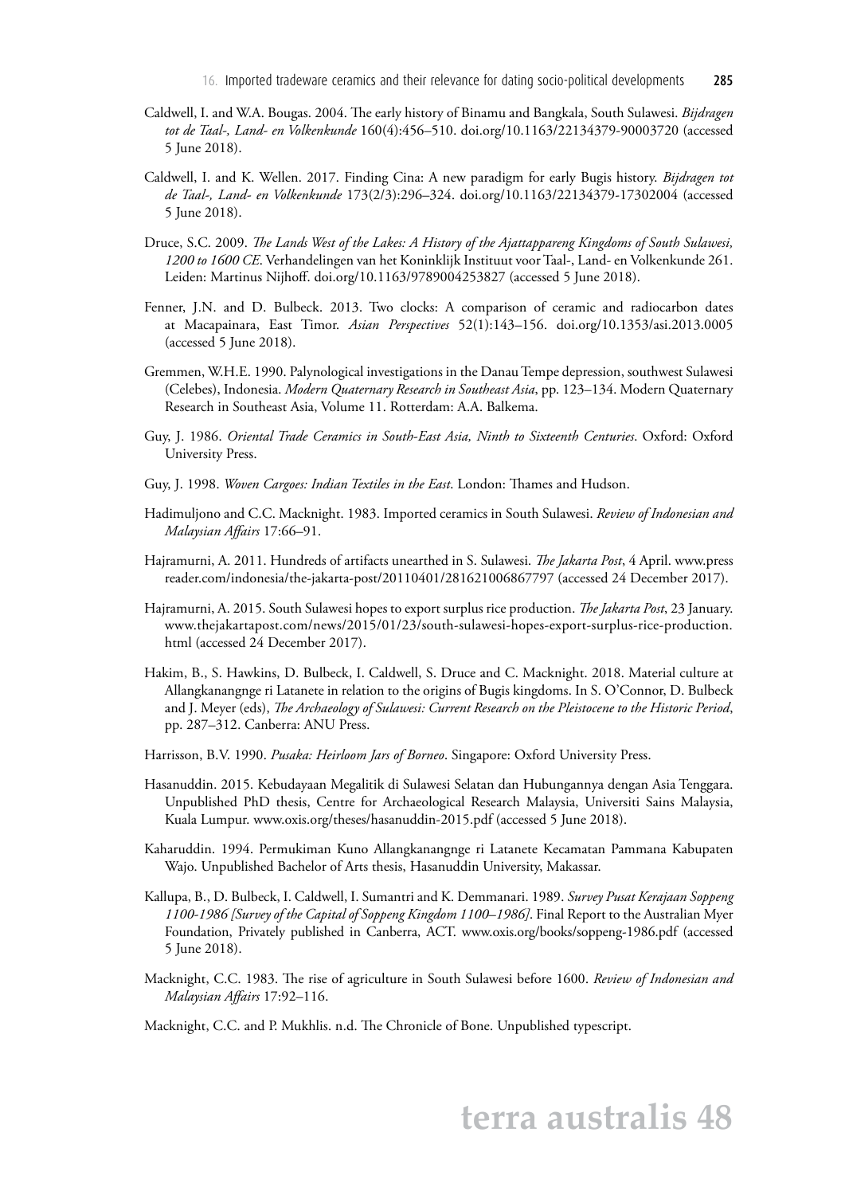Caldwell, I. and W.A. Bougas. 2004. The early history of Binamu and Bangkala, South Sulawesi. *Bijdragen tot de Taal-, Land- en Volkenkunde* 160(4):456–510. doi.org/10.1163/22134379-90003720 (accessed 5 June 2018).

Caldwell, I. and K. Wellen. 2017. Finding Cina: A new paradigm for early Bugis history. *Bijdragen tot de Taal-, Land- en Volkenkunde* 173(2/3):296–324. doi.org/10.1163/22134379-17302004 (accessed 5 June 2018).

Druce, S.C. 2009. *The Lands West of the Lakes: A History of the Ajattappareng Kingdoms of South Sulawesi, 1200 to 1600 CE*. Verhandelingen van het Koninklijk Instituut voor Taal-, Land- en Volkenkunde 261. Leiden: Martinus Nijhoff. doi.org/10.1163/9789004253827 (accessed 5 June 2018).

Fenner, J.N. and D. Bulbeck. 2013. Two clocks: A comparison of ceramic and radiocarbon dates at Macapainara, East Timor. *Asian Perspectives* 52(1):143–156. doi.org/10.1353/asi.2013.0005 (accessed 5 June 2018).

Gremmen, W.H.E. 1990. Palynological investigations in the Danau Tempe depression, southwest Sulawesi (Celebes), Indonesia. *Modern Quaternary Research in Southeast Asia*, pp. 123–134. Modern Quaternary Research in Southeast Asia, Volume 11. Rotterdam: A.A. Balkema.

Guy, J. 1986. *Oriental Trade Ceramics in South-East Asia, Ninth to Sixteenth Centuries*. Oxford: Oxford University Press.

Guy, J. 1998. *Woven Cargoes: Indian Textiles in the East*. London: Thames and Hudson.

Hadimuljono and C.C. Macknight. 1983. Imported ceramics in South Sulawesi. *Review of Indonesian and Malaysian Affairs* 17:66–91.

Hajramurni, A. 2011. Hundreds of artifacts unearthed in S. Sulawesi. *The Jakarta Post*, 4 April. www.pressreader.com/indonesia/the-jakarta-post/20110401/281621006867797 (accessed 24 December 2017).

Hajramurni, A. 2015. South Sulawesi hopes to export surplus rice production. *The Jakarta Post*, 23 January. www.thejakartapost.com/news/2015/01/23/south-sulawesi-hopes-export-surplus-rice-production.html (accessed 24 December 2017).

Hakim, B., S. Hawkins, D. Bulbeck, I. Caldwell, S. Druce and C. Macknight. 2018. Material culture at Allangkanangnge ri Latanete in relation to the origins of Bugis kingdoms. In S. O'Connor, D. Bulbeck and J. Meyer (eds), *The Archaeology of Sulawesi: Current Research on the Pleistocene to the Historic Period*, pp. 287–312. Canberra: ANU Press.

Harrisson, B.V. 1990. *Pusaka: Heirloom Jars of Borneo*. Singapore: Oxford University Press.

Hasanuddin. 2015. Kebudayaan Megalitik di Sulawesi Selatan dan Hubungannya dengan Asia Tenggara. Unpublished PhD thesis, Centre for Archaeological Research Malaysia, Universiti Sains Malaysia, Kuala Lumpur. www.oxis.org/theses/hasanuddin-2015.pdf (accessed 5 June 2018).

Kaharuddin. 1994. Permukiman Kuno Allangkanangnge ri Latanete Kecamatan Pammana Kabupaten Wajo. Unpublished Bachelor of Arts thesis, Hasanuddin University, Makassar.

Kallupa, B., D. Bulbeck, I. Caldwell, I. Sumantri and K. Demmanari. 1989. *Survey Pusat Kerajaan Soppeng 1100-1986 [Survey of the Capital of Soppeng Kingdom 1100–1986]*. Final Report to the Australian Myer Foundation, Privately published in Canberra, ACT. www.oxis.org/books/soppeng-1986.pdf (accessed 5 June 2018).

Macknight, C.C. 1983. The rise of agriculture in South Sulawesi before 1600. *Review of Indonesian and Malaysian Affairs* 17:92–116.

Macknight, C.C. and P. Mukhlis. n.d. The Chronicle of Bone. Unpublished typescript.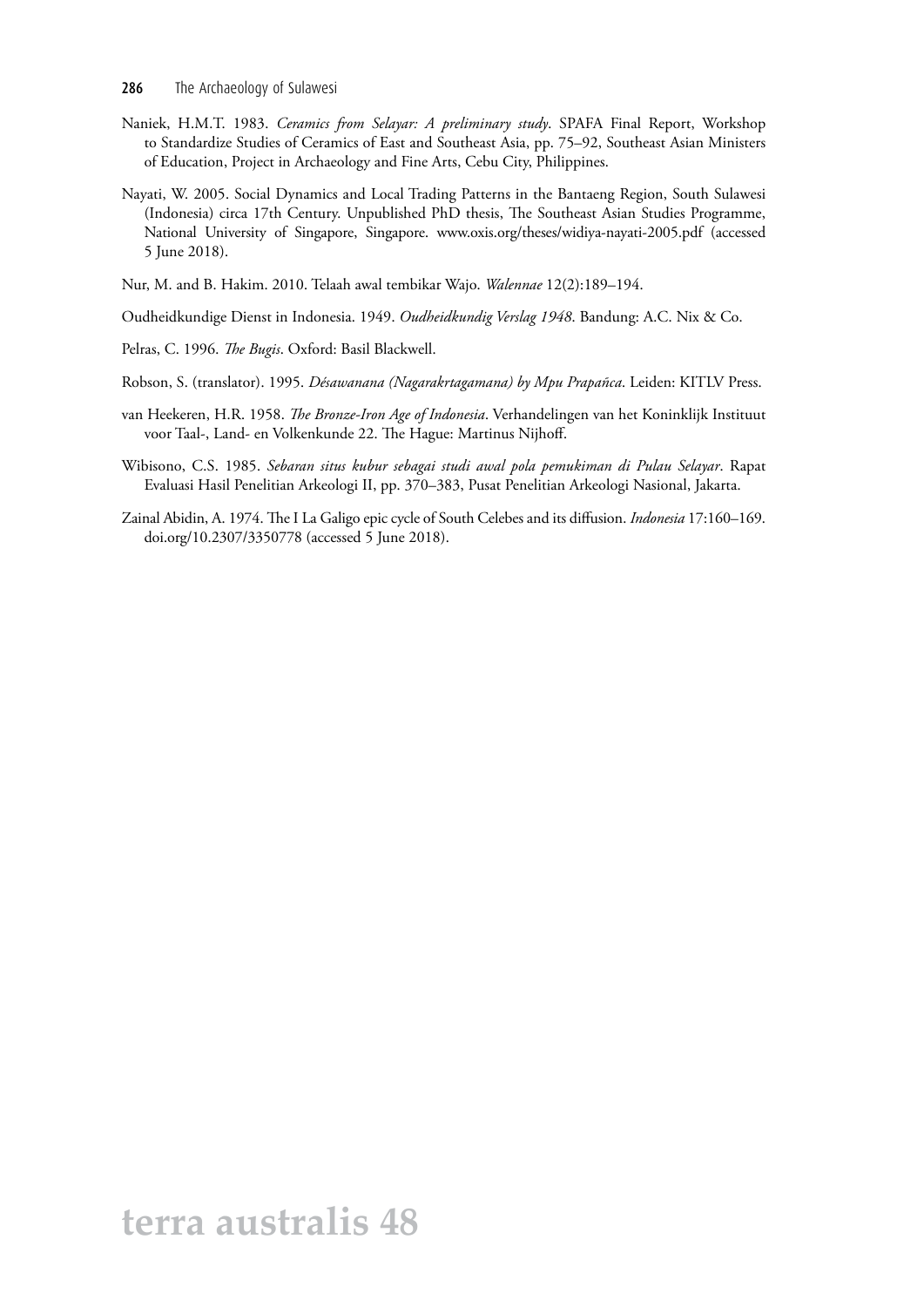Naniek, H.M.T. 1983. *Ceramics from Selayar: A preliminary study*. SPAFA Final Report, Workshop to Standardize Studies of Ceramics of East and Southeast Asia, pp. 75–92, Southeast Asian Ministers of Education, Project in Archaeology and Fine Arts, Cebu City, Philippines.

Nayati, W. 2005. Social Dynamics and Local Trading Patterns in the Bantaeng Region, South Sulawesi (Indonesia) circa 17th Century. Unpublished PhD thesis, The Southeast Asian Studies Programme, National University of Singapore, Singapore. www.oxis.org/theses/widiya-nayati-2005.pdf (accessed 5 June 2018).

Nur, M. and B. Hakim. 2010. Telaah awal tembikar Wajo. *Walennae* 12(2):189–194.

Oudheidkundige Dienst in Indonesia. 1949. *Oudheidkundig Verslag 1948*. Bandung: A.C. Nix & Co.

Pelras, C. 1996. *The Bugis*. Oxford: Basil Blackwell.

Robson, S. (translator). 1995. *Désawanana (Nagarakrtagamana) by Mpu Prapañca*. Leiden: KITLV Press.

van Heekeren, H.R. 1958. *The Bronze-Iron Age of Indonesia*. Verhandelingen van het Koninklijk Instituut voor Taal-, Land- en Volkenkunde 22. The Hague: Martinus Nijhoff.

Wibisono, C.S. 1985. *Sebaran situs kubur sebagai studi awal pola pemukiman di Pulau Selayar*. Rapat Evaluasi Hasil Penelitian Arkeologi II, pp. 370–383, Pusat Penelitian Arkeologi Nasional, Jakarta.

Zainal Abidin, A. 1974. The I La Galigo epic cycle of South Celebes and its diffusion. *Indonesia* 17:160–169. doi.org/10.2307/3350778 (accessed 5 June 2018).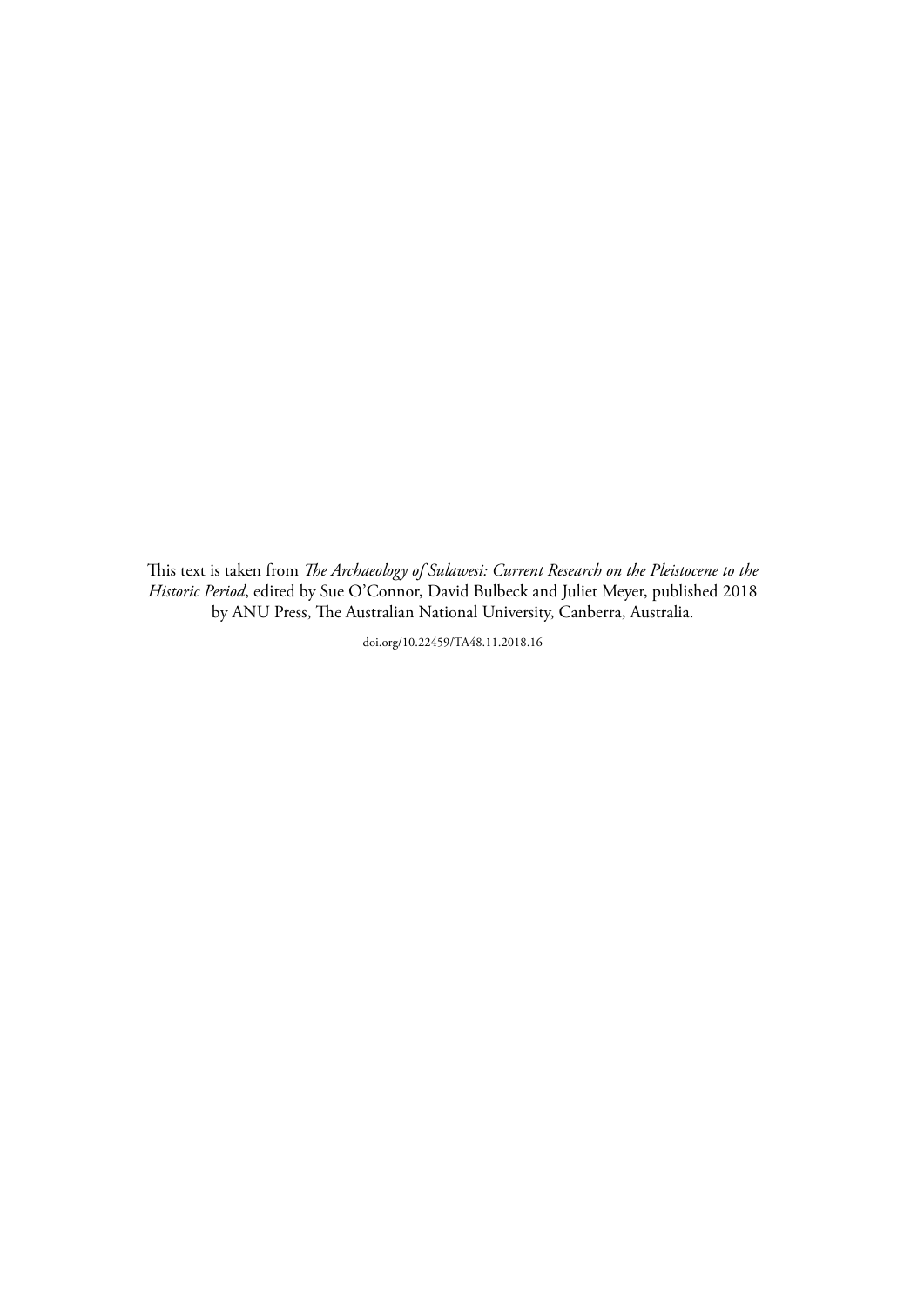This text is taken from *The Archaeology of Sulawesi: Current Research on the Pleistocene to the Historic Period*, edited by Sue O'Connor, David Bulbeck and Juliet Meyer, published 2018 by ANU Press, The Australian National University, Canberra, Australia.

doi.org/10.22459/TA48.11.2018.16